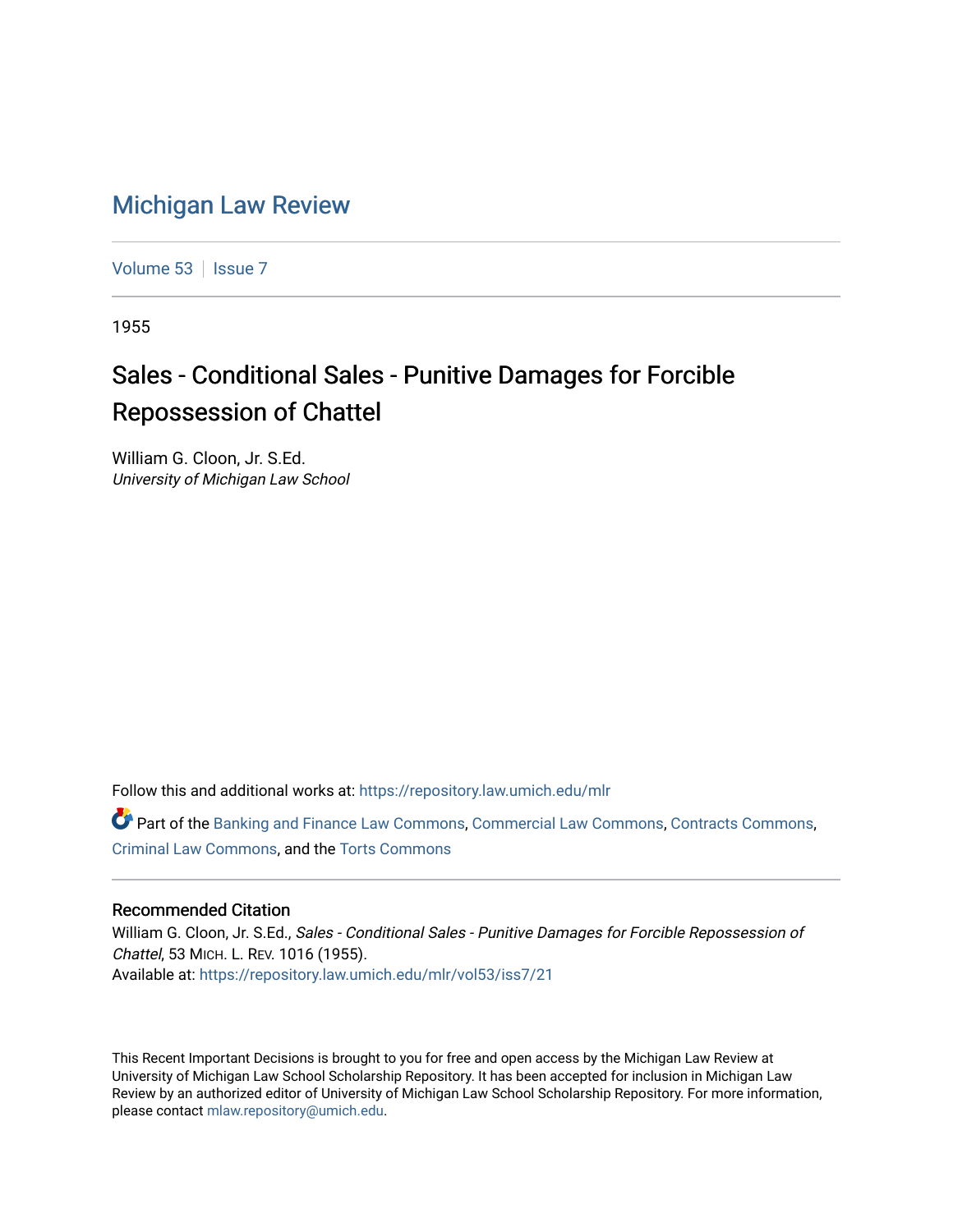# Michigan Law Review

Volume 53 | Issue 7

1955

## Sales - Conditional Sales - Punitive Damages for Forcible Repossession of Chattel

William G. Cloon, Jr. S.Ed.
*University of Michigan Law School*

Follow this and additional works at: https://repository.law.umich.edu/mlr

Part of the Banking and Finance Law Commons, Commercial Law Commons, Contracts Commons, Criminal Law Commons, and the Torts Commons

### Recommended Citation

William G. Cloon, Jr. S.Ed., *Sales - Conditional Sales - Punitive Damages for Forcible Repossession of Chattel*, 53 MICH. L. REV. 1016 (1955).
Available at: https://repository.law.umich.edu/mlr/vol53/iss7/21

This Recent Important Decisions is brought to you for free and open access by the Michigan Law Review at University of Michigan Law School Scholarship Repository. It has been accepted for inclusion in Michigan Law Review by an authorized editor of University of Michigan Law School Scholarship Repository. For more information, please contact mlaw.repository@umich.edu.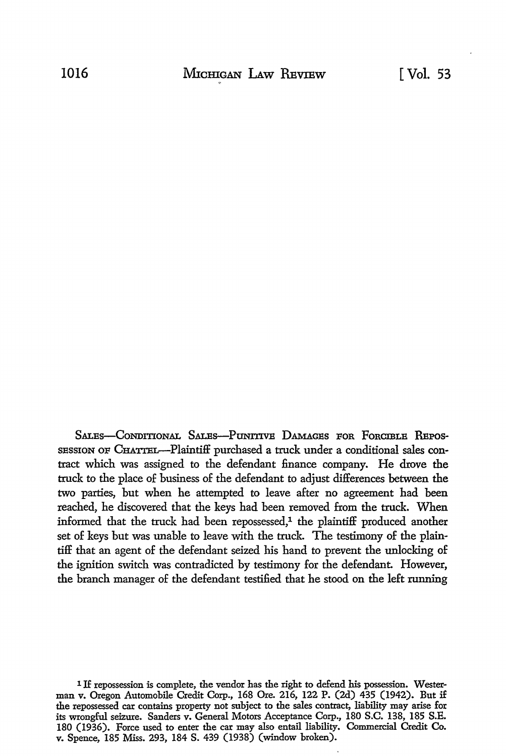SALES—CONDITIONAL SALES—PUNITIVE DAMAGES FOR FORCIBLE REPOSSESSION OF CHATTEL—Plaintiff purchased a truck under a conditional sales contract which was assigned to the defendant finance company. He drove the truck to the place of business of the defendant to adjust differences between the two parties, but when he attempted to leave after no agreement had been reached, he discovered that the keys had been removed from the truck. When informed that the truck had been repossessed,[1] the plaintiff produced another set of keys but was unable to leave with the truck. The testimony of the plaintiff that an agent of the defendant seized his hand to prevent the unlocking of the ignition switch was contradicted by testimony for the defendant. However, the branch manager of the defendant testified that he stood on the left running

[1] If repossession is complete, the vendor has the right to defend his possession. Westerman v. Oregon Automobile Credit Corp., 168 Ore. 216, 122 P. (2d) 435 (1942). But if the repossessed car contains property not subject to the sales contract, liability may arise for its wrongful seizure. Sanders v. General Motors Acceptance Corp., 180 S.C. 138, 185 S.E. 180 (1936). Force used to enter the car may also entail liability. Commercial Credit Co. v. Spence, 185 Miss. 293, 184 S. 439 (1938) (window broken).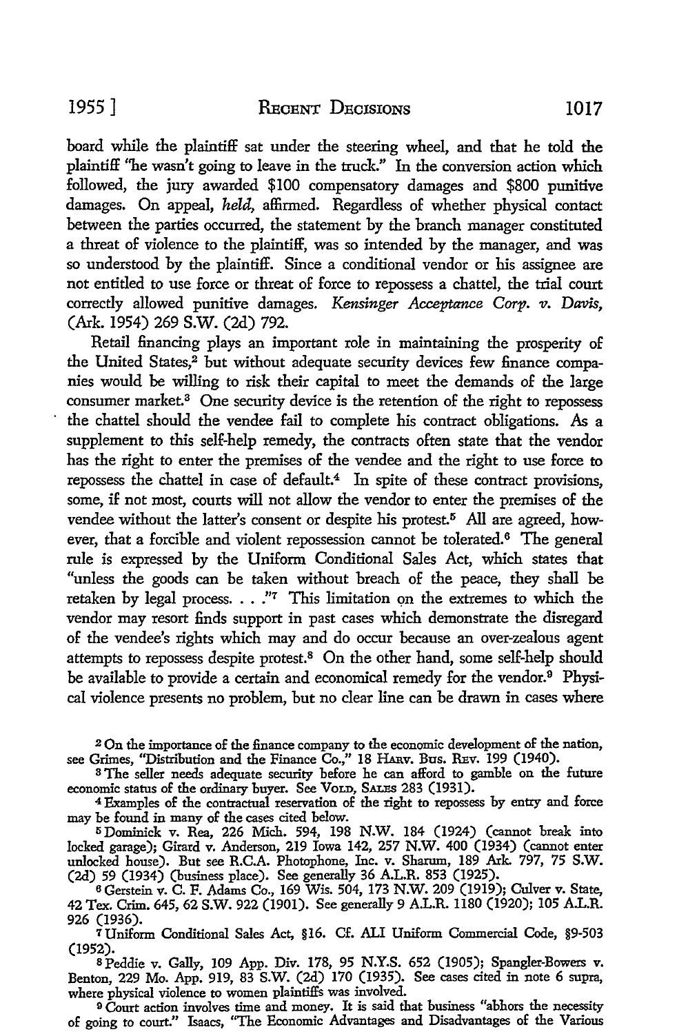board while the plaintiff sat under the steering wheel, and that he told the plaintiff "he wasn't going to leave in the truck." In the conversion action which followed, the jury awarded $100 compensatory damages and $800 punitive damages. On appeal, *held*, affirmed. Regardless of whether physical contact between the parties occurred, the statement by the branch manager constituted a threat of violence to the plaintiff, was so intended by the manager, and was so understood by the plaintiff. Since a conditional vendor or his assignee are not entitled to use force or threat of force to repossess a chattel, the trial court correctly allowed punitive damages. *Kensinger Acceptance Corp. v. Davis*, (Ark. 1954) 269 S.W. (2d) 792.

Retail financing plays an important role in maintaining the prosperity of the United States,[2] but without adequate security devices few finance companies would be willing to risk their capital to meet the demands of the large consumer market.[3] One security device is the retention of the right to repossess the chattel should the vendee fail to complete his contract obligations. As a supplement to this self-help remedy, the contracts often state that the vendor has the right to enter the premises of the vendee and the right to use force to repossess the chattel in case of default.[4] In spite of these contract provisions, some, if not most, courts will not allow the vendor to enter the premises of the vendee without the latter's consent or despite his protest.[5] All are agreed, however, that a forcible and violent repossession cannot be tolerated.[6] The general rule is expressed by the Uniform Conditional Sales Act, which states that "unless the goods can be taken without breach of the peace, they shall be retaken by legal process. . . ."[7] This limitation on the extremes to which the vendor may resort finds support in past cases which demonstrate the disregard of the vendee's rights which may and do occur because an over-zealous agent attempts to repossess despite protest.[8] On the other hand, some self-help should be available to provide a certain and economical remedy for the vendor.[9] Physical violence presents no problem, but no clear line can be drawn in cases where

[2] On the importance of the finance company to the economic development of the nation, see Grimes, "Distribution and the Finance Co.," 18 Harv. Bus. Rev. 199 (1940).

[3] The seller needs adequate security before he can afford to gamble on the future economic status of the ordinary buyer. See Vold, Sales 283 (1931).

[4] Examples of the contractual reservation of the right to repossess by entry and force may be found in many of the cases cited below.

[5] Dominick v. Rea, 226 Mich. 594, 198 N.W. 184 (1924) (cannot break into locked garage); Girard v. Anderson, 219 Iowa 142, 257 N.W. 400 (1934) (cannot enter unlocked house). But see R.C.A. Photophone, Inc. v. Sharum, 189 Ark. 797, 75 S.W. (2d) 59 (1934) (business place). See generally 36 A.L.R. 853 (1925).

[6] Gerstein v. C. F. Adams Co., 169 Wis. 504, 173 N.W. 209 (1919); Culver v. State, 42 Tex. Crim. 645, 62 S.W. 922 (1901). See generally 9 A.L.R. 1180 (1920); 105 A.L.R. 926 (1936).

[7] Uniform Conditional Sales Act, §16. Cf. ALI Uniform Commercial Code, §9-503 (1952).

[8] Peddie v. Gally, 109 App. Div. 178, 95 N.Y.S. 652 (1905); Spangler-Bowers v. Benton, 229 Mo. App. 919, 83 S.W. (2d) 170 (1935). See cases cited in note 6 supra, where physical violence to women plaintiffs was involved.

[9] Court action involves time and money. It is said that business "abhors the necessity of going to court." Isaacs, "The Economic Advantages and Disadvantages of the Various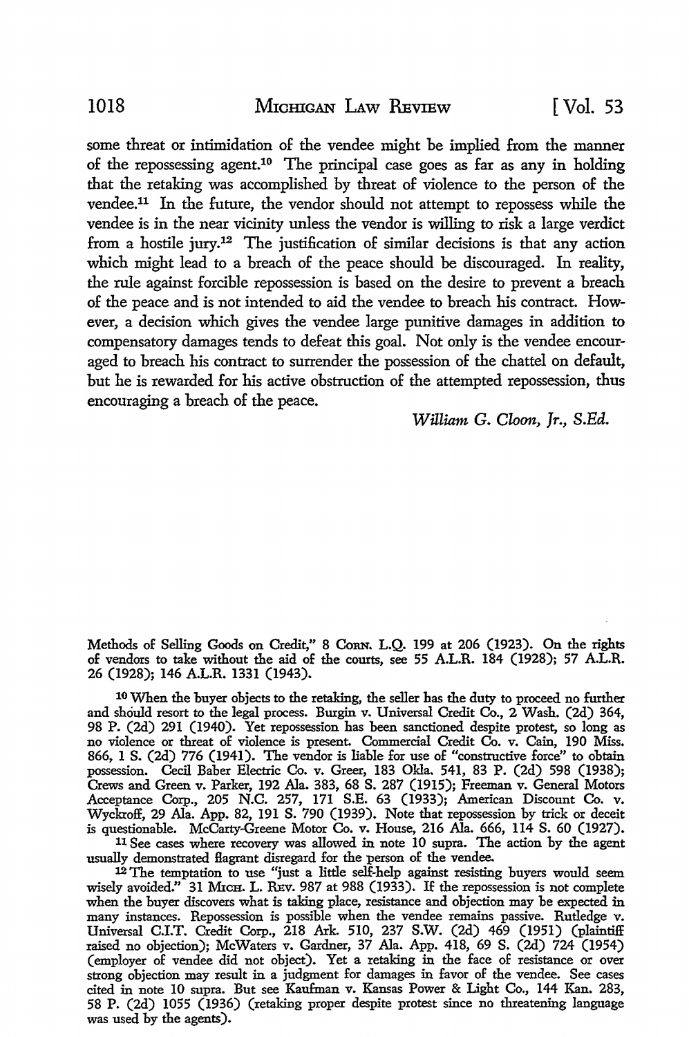some threat or intimidation of the vendee might be implied from the manner of the repossessing agent.[10] The principal case goes as far as any in holding that the retaking was accomplished by threat of violence to the person of the vendee.[11] In the future, the vendor should not attempt to repossess while the vendee is in the near vicinity unless the vendor is willing to risk a large verdict from a hostile jury.[12] The justification of similar decisions is that any action which might lead to a breach of the peace should be discouraged. In reality, the rule against forcible repossession is based on the desire to prevent a breach of the peace and is not intended to aid the vendee to breach his contract. However, a decision which gives the vendee large punitive damages in addition to compensatory damages tends to defeat this goal. Not only is the vendee encouraged to breach his contract to surrender the possession of the chattel on default, but he is rewarded for his active obstruction of the attempted repossession, thus encouraging a breach of the peace.

*William G. Cloon, Jr., S.Ed.*

Methods of Selling Goods on Credit," 8 CORN. L.Q. 199 at 206 (1923). On the rights of vendors to take without the aid of the courts, see 55 A.L.R. 184 (1928); 57 A.L.R. 26 (1928); 146 A.L.R. 1331 (1943).

[10] When the buyer objects to the retaking, the seller has the duty to proceed no further and should resort to the legal process. Burgin v. Universal Credit Co., 2 Wash. (2d) 364, 98 P. (2d) 291 (1940). Yet repossession has been sanctioned despite protest, so long as no violence or threat of violence is present. Commercial Credit Co. v. Cain, 190 Miss. 866, 1 S. (2d) 776 (1941). The vendor is liable for use of "constructive force" to obtain possession. Cecil Baber Electric Co. v. Greer, 183 Okla. 541, 83 P. (2d) 598 (1938); Crews and Green v. Parker, 192 Ala. 383, 68 S. 287 (1915); Freeman v. General Motors Acceptance Corp., 205 N.C. 257, 171 S.E. 63 (1933); American Discount Co. v. Wyckroff, 29 Ala. App. 82, 191 S. 790 (1939). Note that repossession by trick or deceit is questionable. McCarty-Greene Motor Co. v. House, 216 Ala. 666, 114 S. 60 (1927).

[11] See cases where recovery was allowed in note 10 supra. The action by the agent usually demonstrated flagrant disregard for the person of the vendee.

[12] The temptation to use "just a little self-help against resisting buyers would seem wisely avoided." 31 MICH. L. REV. 987 at 988 (1933). If the repossession is not complete when the buyer discovers what is taking place, resistance and objection may be expected in many instances. Repossession is possible when the vendee remains passive. Rutledge v. Universal C.I.T. Credit Corp., 218 Ark. 510, 237 S.W. (2d) 469 (1951) (plaintiff raised no objection); McWaters v. Gardner, 37 Ala. App. 418, 69 S. (2d) 724 (1954) (employer of vendee did not object). Yet a retaking in the face of resistance or over strong objection may result in a judgment for damages in favor of the vendee. See cases cited in note 10 supra. But see Kaufman v. Kansas Power & Light Co., 144 Kan. 283, 58 P. (2d) 1055 (1936) (retaking proper despite protest since no threatening language was used by the agents).